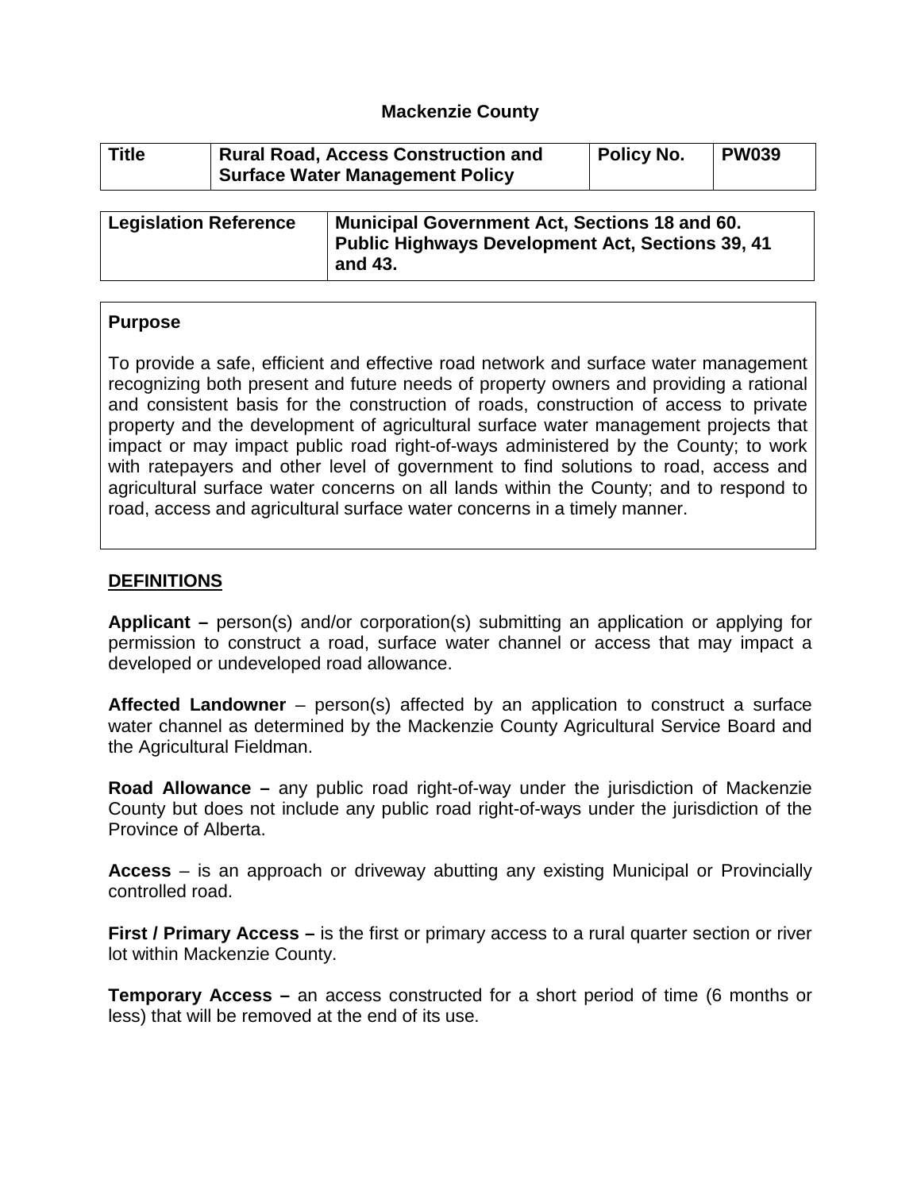# Mackenzie County

| Title | Rural Road, Access Construction and Surface Water Management Policy | Policy No. | PW039 |
|---|---|---|---|

| Legislation Reference | Municipal Government Act, Sections 18 and 60. Public Highways Development Act, Sections 39, 41 and 43. |
|---|---|

**Purpose**

To provide a safe, efficient and effective road network and surface water management recognizing both present and future needs of property owners and providing a rational and consistent basis for the construction of roads, construction of access to private property and the development of agricultural surface water management projects that impact or may impact public road right-of-ways administered by the County; to work with ratepayers and other level of government to find solutions to road, access and agricultural surface water concerns on all lands within the County; and to respond to road, access and agricultural surface water concerns in a timely manner.

## DEFINITIONS

**Applicant –** person(s) and/or corporation(s) submitting an application or applying for permission to construct a road, surface water channel or access that may impact a developed or undeveloped road allowance.

**Affected Landowner** – person(s) affected by an application to construct a surface water channel as determined by the Mackenzie County Agricultural Service Board and the Agricultural Fieldman.

**Road Allowance –** any public road right-of-way under the jurisdiction of Mackenzie County but does not include any public road right-of-ways under the jurisdiction of the Province of Alberta.

**Access** – is an approach or driveway abutting any existing Municipal or Provincially controlled road.

**First / Primary Access –** is the first or primary access to a rural quarter section or river lot within Mackenzie County.

**Temporary Access –** an access constructed for a short period of time (6 months or less) that will be removed at the end of its use.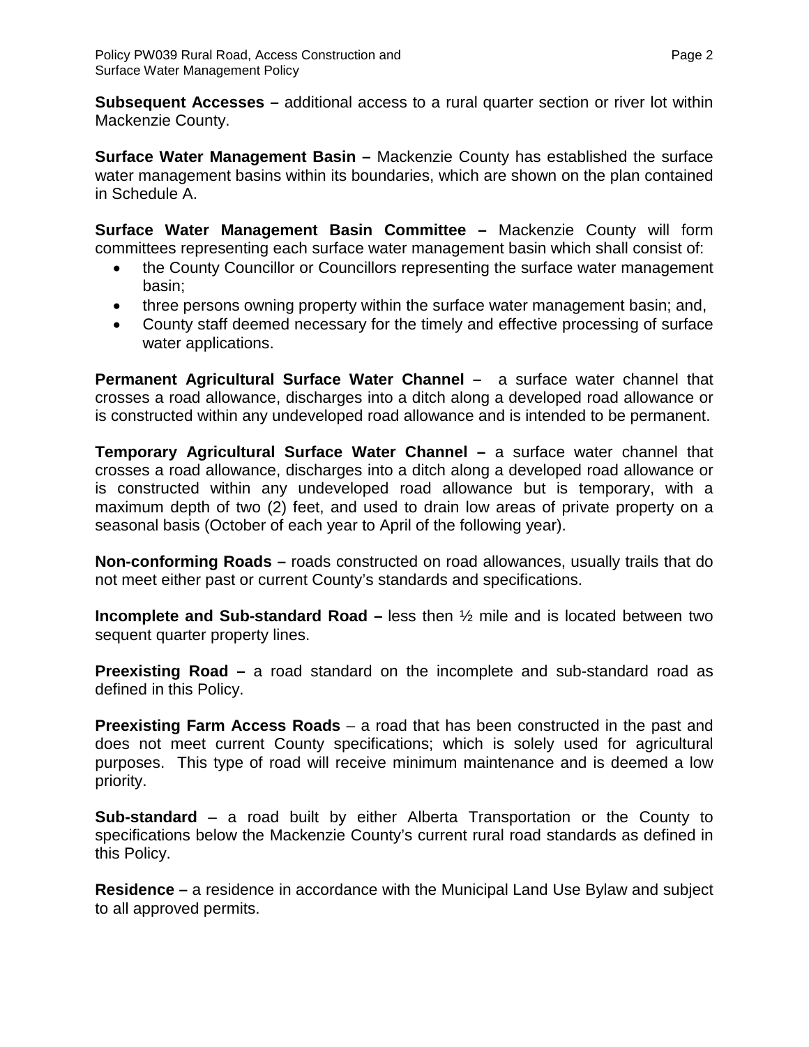**Subsequent Accesses –** additional access to a rural quarter section or river lot within Mackenzie County.

**Surface Water Management Basin –** Mackenzie County has established the surface water management basins within its boundaries, which are shown on the plan contained in Schedule A.

**Surface Water Management Basin Committee –** Mackenzie County will form committees representing each surface water management basin which shall consist of:

- the County Councillor or Councillors representing the surface water management basin;
- three persons owning property within the surface water management basin; and,
- County staff deemed necessary for the timely and effective processing of surface water applications.

**Permanent Agricultural Surface Water Channel –** a surface water channel that crosses a road allowance, discharges into a ditch along a developed road allowance or is constructed within any undeveloped road allowance and is intended to be permanent.

**Temporary Agricultural Surface Water Channel –** a surface water channel that crosses a road allowance, discharges into a ditch along a developed road allowance or is constructed within any undeveloped road allowance but is temporary, with a maximum depth of two (2) feet, and used to drain low areas of private property on a seasonal basis (October of each year to April of the following year).

**Non-conforming Roads –** roads constructed on road allowances, usually trails that do not meet either past or current County's standards and specifications.

**Incomplete and Sub-standard Road –** less then ½ mile and is located between two sequent quarter property lines.

**Preexisting Road –** a road standard on the incomplete and sub-standard road as defined in this Policy.

**Preexisting Farm Access Roads** – a road that has been constructed in the past and does not meet current County specifications; which is solely used for agricultural purposes. This type of road will receive minimum maintenance and is deemed a low priority.

**Sub-standard** – a road built by either Alberta Transportation or the County to specifications below the Mackenzie County's current rural road standards as defined in this Policy.

**Residence –** a residence in accordance with the Municipal Land Use Bylaw and subject to all approved permits.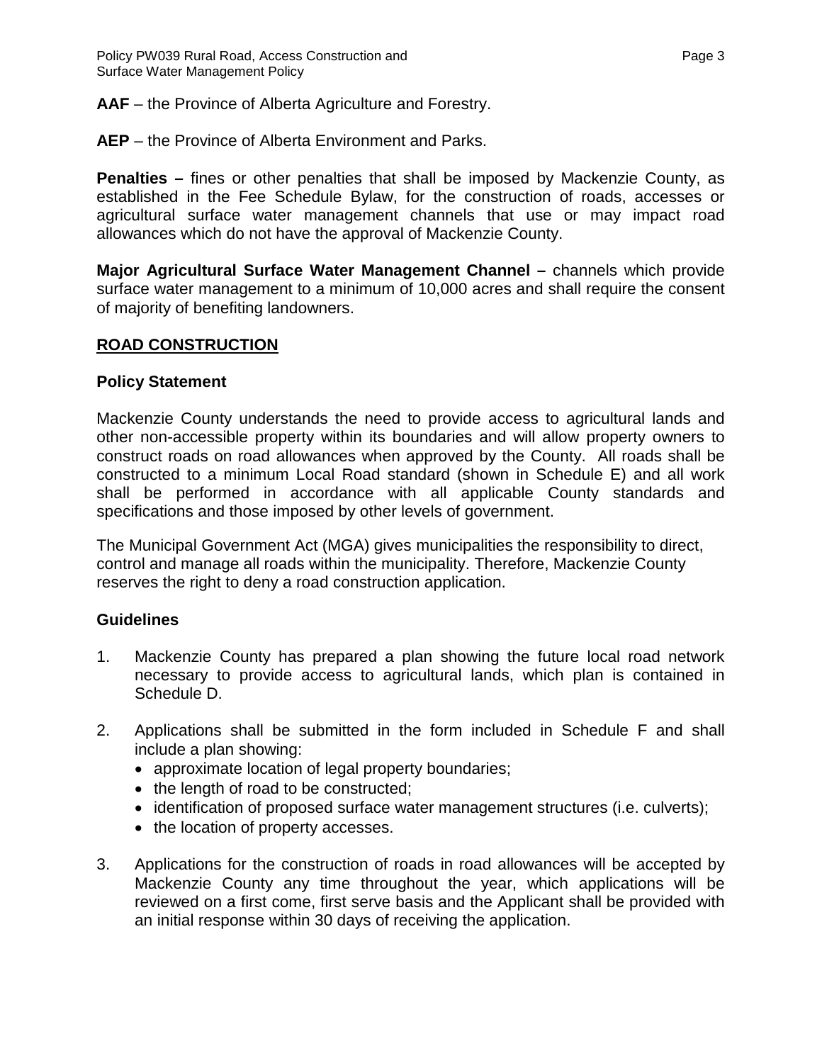**AAF** – the Province of Alberta Agriculture and Forestry.

**AEP** – the Province of Alberta Environment and Parks.

**Penalties –** fines or other penalties that shall be imposed by Mackenzie County, as established in the Fee Schedule Bylaw, for the construction of roads, accesses or agricultural surface water management channels that use or may impact road allowances which do not have the approval of Mackenzie County.

**Major Agricultural Surface Water Management Channel –** channels which provide surface water management to a minimum of 10,000 acres and shall require the consent of majority of benefiting landowners.

## ROAD CONSTRUCTION

### Policy Statement

Mackenzie County understands the need to provide access to agricultural lands and other non-accessible property within its boundaries and will allow property owners to construct roads on road allowances when approved by the County. All roads shall be constructed to a minimum Local Road standard (shown in Schedule E) and all work shall be performed in accordance with all applicable County standards and specifications and those imposed by other levels of government.

The Municipal Government Act (MGA) gives municipalities the responsibility to direct, control and manage all roads within the municipality. Therefore, Mackenzie County reserves the right to deny a road construction application.

### Guidelines

1. Mackenzie County has prepared a plan showing the future local road network necessary to provide access to agricultural lands, which plan is contained in Schedule D.

2. Applications shall be submitted in the form included in Schedule F and shall include a plan showing:
   - approximate location of legal property boundaries;
   - the length of road to be constructed;
   - identification of proposed surface water management structures (i.e. culverts);
   - the location of property accesses.

3. Applications for the construction of roads in road allowances will be accepted by Mackenzie County any time throughout the year, which applications will be reviewed on a first come, first serve basis and the Applicant shall be provided with an initial response within 30 days of receiving the application.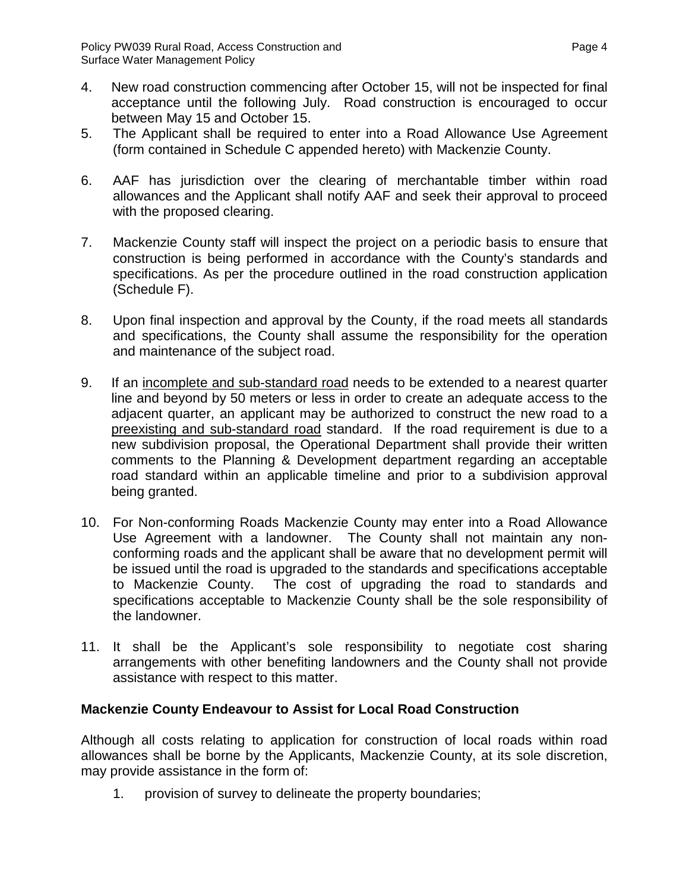4. New road construction commencing after October 15, will not be inspected for final acceptance until the following July. Road construction is encouraged to occur between May 15 and October 15.

5. The Applicant shall be required to enter into a Road Allowance Use Agreement (form contained in Schedule C appended hereto) with Mackenzie County.

6. AAF has jurisdiction over the clearing of merchantable timber within road allowances and the Applicant shall notify AAF and seek their approval to proceed with the proposed clearing.

7. Mackenzie County staff will inspect the project on a periodic basis to ensure that construction is being performed in accordance with the County's standards and specifications. As per the procedure outlined in the road construction application (Schedule F).

8. Upon final inspection and approval by the County, if the road meets all standards and specifications, the County shall assume the responsibility for the operation and maintenance of the subject road.

9. If an <u>incomplete and sub-standard road</u> needs to be extended to a nearest quarter line and beyond by 50 meters or less in order to create an adequate access to the adjacent quarter, an applicant may be authorized to construct the new road to a <u>preexisting and sub-standard road</u> standard. If the road requirement is due to a new subdivision proposal, the Operational Department shall provide their written comments to the Planning & Development department regarding an acceptable road standard within an applicable timeline and prior to a subdivision approval being granted.

10. For Non-conforming Roads Mackenzie County may enter into a Road Allowance Use Agreement with a landowner. The County shall not maintain any non-conforming roads and the applicant shall be aware that no development permit will be issued until the road is upgraded to the standards and specifications acceptable to Mackenzie County. The cost of upgrading the road to standards and specifications acceptable to Mackenzie County shall be the sole responsibility of the landowner.

11. It shall be the Applicant's sole responsibility to negotiate cost sharing arrangements with other benefiting landowners and the County shall not provide assistance with respect to this matter.

**Mackenzie County Endeavour to Assist for Local Road Construction**

Although all costs relating to application for construction of local roads within road allowances shall be borne by the Applicants, Mackenzie County, at its sole discretion, may provide assistance in the form of:

1. provision of survey to delineate the property boundaries;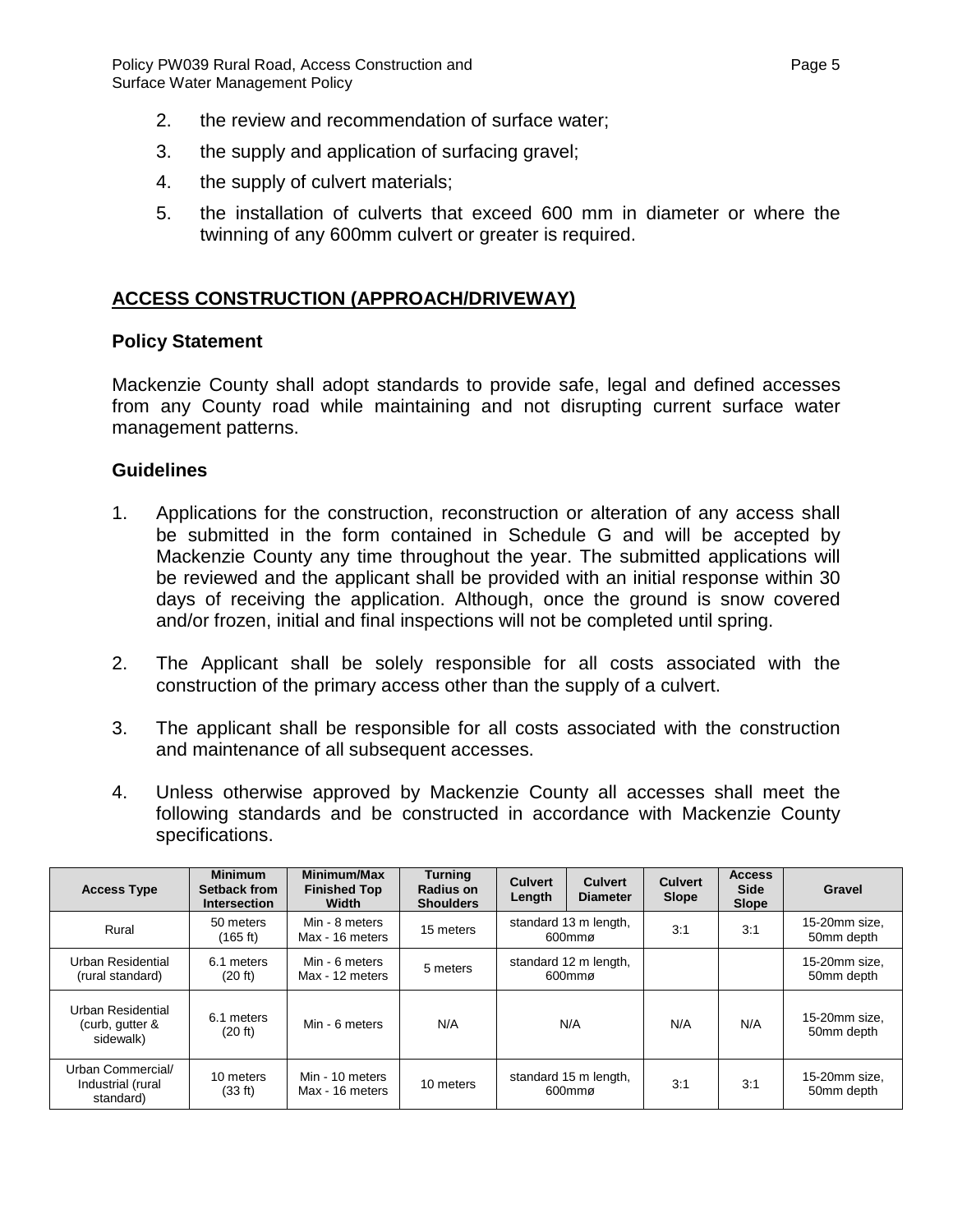2. the review and recommendation of surface water;
3. the supply and application of surfacing gravel;
4. the supply of culvert materials;
5. the installation of culverts that exceed 600 mm in diameter or where the twinning of any 600mm culvert or greater is required.

## ACCESS CONSTRUCTION (APPROACH/DRIVEWAY)

### Policy Statement

Mackenzie County shall adopt standards to provide safe, legal and defined accesses from any County road while maintaining and not disrupting current surface water management patterns.

### Guidelines

1. Applications for the construction, reconstruction or alteration of any access shall be submitted in the form contained in Schedule G and will be accepted by Mackenzie County any time throughout the year. The submitted applications will be reviewed and the applicant shall be provided with an initial response within 30 days of receiving the application. Although, once the ground is snow covered and/or frozen, initial and final inspections will not be completed until spring.

2. The Applicant shall be solely responsible for all costs associated with the construction of the primary access other than the supply of a culvert.

3. The applicant shall be responsible for all costs associated with the construction and maintenance of all subsequent accesses.

4. Unless otherwise approved by Mackenzie County all accesses shall meet the following standards and be constructed in accordance with Mackenzie County specifications.

| Access Type | Minimum Setback from Intersection | Minimum/Max Finished Top Width | Turning Radius on Shoulders | Culvert Length | Culvert Diameter | Culvert Slope | Access Side Slope | Gravel |
|---|---|---|---|---|---|---|---|---|
| Rural | 50 meters (165 ft) | Min - 8 meters Max - 16 meters | 15 meters | standard 13 m length, 600mmø | | 3:1 | 3:1 | 15-20mm size, 50mm depth |
| Urban Residential (rural standard) | 6.1 meters (20 ft) | Min - 6 meters Max - 12 meters | 5 meters | standard 12 m length, 600mmø | | | | 15-20mm size, 50mm depth |
| Urban Residential (curb, gutter & sidewalk) | 6.1 meters (20 ft) | Min - 6 meters | N/A | N/A | | N/A | N/A | 15-20mm size, 50mm depth |
| Urban Commercial/ Industrial (rural standard) | 10 meters (33 ft) | Min - 10 meters Max - 16 meters | 10 meters | standard 15 m length, 600mmø | | 3:1 | 3:1 | 15-20mm size, 50mm depth |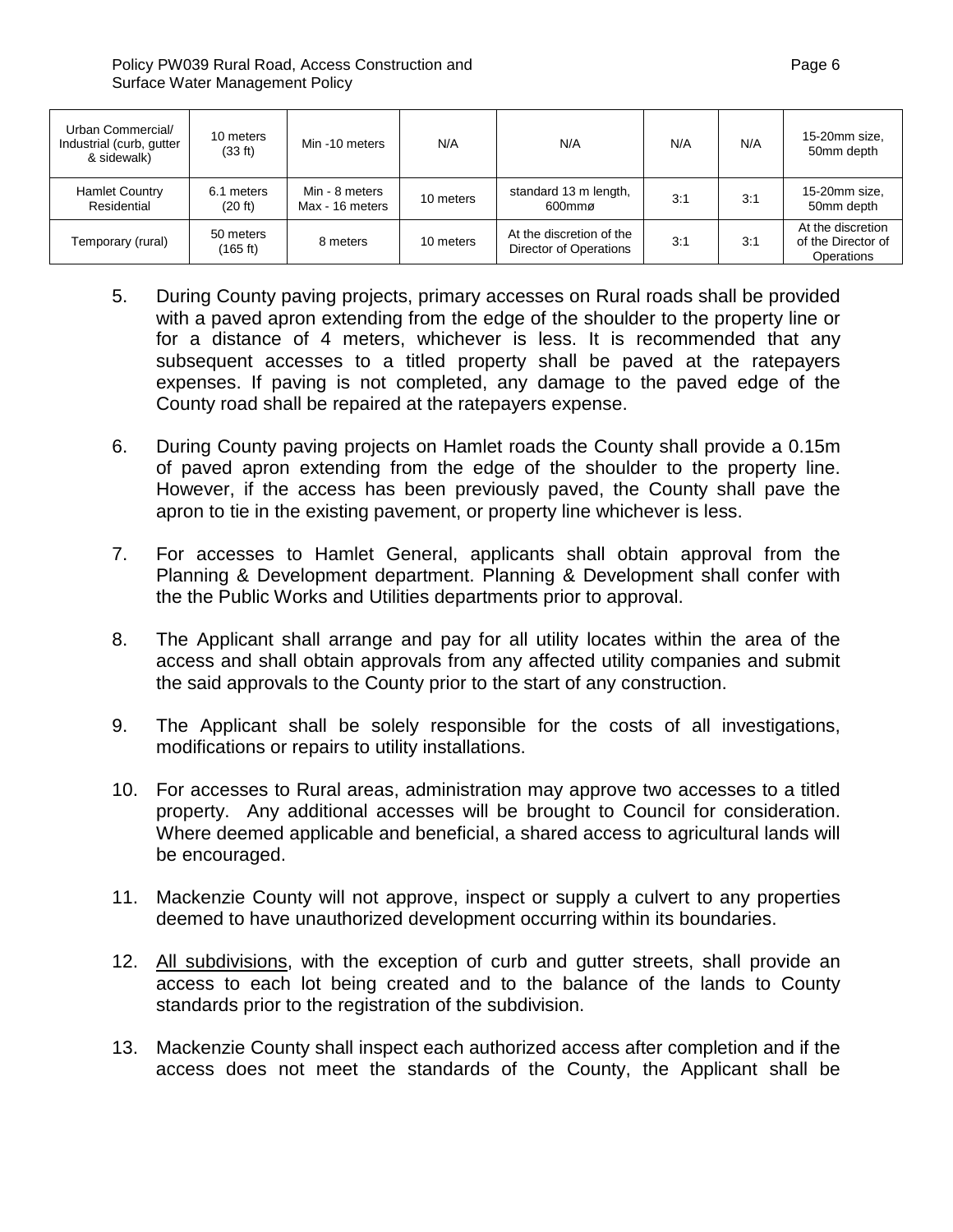| Urban Commercial/ Industrial (curb, gutter & sidewalk) | 10 meters (33 ft) | Min -10 meters | N/A | N/A | N/A | N/A | 15-20mm size, 50mm depth |
|---|---|---|---|---|---|---|---|
| Hamlet Country Residential | 6.1 meters (20 ft) | Min - 8 meters Max - 16 meters | 10 meters | standard 13 m length, 600mmø | 3:1 | 3:1 | 15-20mm size, 50mm depth |
| Temporary (rural) | 50 meters (165 ft) | 8 meters | 10 meters | At the discretion of the Director of Operations | 3:1 | 3:1 | At the discretion of the Director of Operations |

5. During County paving projects, primary accesses on Rural roads shall be provided with a paved apron extending from the edge of the shoulder to the property line or for a distance of 4 meters, whichever is less. It is recommended that any subsequent accesses to a titled property shall be paved at the ratepayers expenses. If paving is not completed, any damage to the paved edge of the County road shall be repaired at the ratepayers expense.

6. During County paving projects on Hamlet roads the County shall provide a 0.15m of paved apron extending from the edge of the shoulder to the property line. However, if the access has been previously paved, the County shall pave the apron to tie in the existing pavement, or property line whichever is less.

7. For accesses to Hamlet General, applicants shall obtain approval from the Planning & Development department. Planning & Development shall confer with the the Public Works and Utilities departments prior to approval.

8. The Applicant shall arrange and pay for all utility locates within the area of the access and shall obtain approvals from any affected utility companies and submit the said approvals to the County prior to the start of any construction.

9. The Applicant shall be solely responsible for the costs of all investigations, modifications or repairs to utility installations.

10. For accesses to Rural areas, administration may approve two accesses to a titled property. Any additional accesses will be brought to Council for consideration. Where deemed applicable and beneficial, a shared access to agricultural lands will be encouraged.

11. Mackenzie County will not approve, inspect or supply a culvert to any properties deemed to have unauthorized development occurring within its boundaries.

12. All subdivisions, with the exception of curb and gutter streets, shall provide an access to each lot being created and to the balance of the lands to County standards prior to the registration of the subdivision.

13. Mackenzie County shall inspect each authorized access after completion and if the access does not meet the standards of the County, the Applicant shall be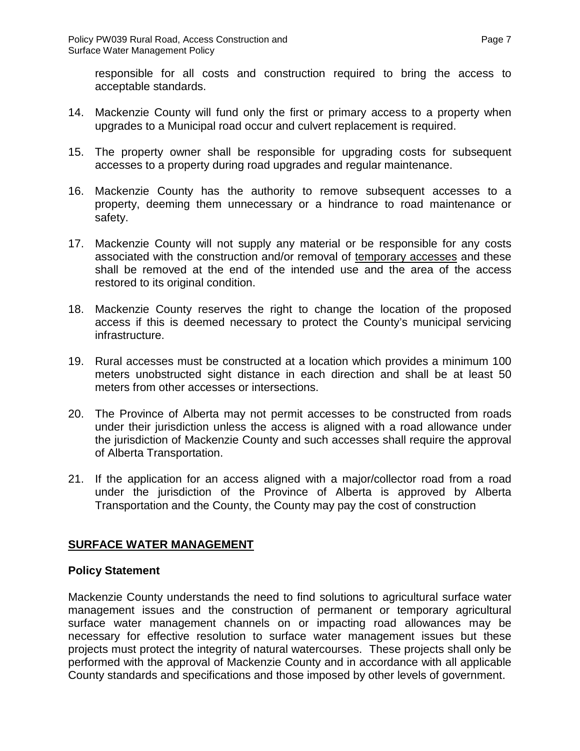responsible for all costs and construction required to bring the access to acceptable standards.

14. Mackenzie County will fund only the first or primary access to a property when upgrades to a Municipal road occur and culvert replacement is required.

15. The property owner shall be responsible for upgrading costs for subsequent accesses to a property during road upgrades and regular maintenance.

16. Mackenzie County has the authority to remove subsequent accesses to a property, deeming them unnecessary or a hindrance to road maintenance or safety.

17. Mackenzie County will not supply any material or be responsible for any costs associated with the construction and/or removal of <u>temporary accesses</u> and these shall be removed at the end of the intended use and the area of the access restored to its original condition.

18. Mackenzie County reserves the right to change the location of the proposed access if this is deemed necessary to protect the County's municipal servicing infrastructure.

19. Rural accesses must be constructed at a location which provides a minimum 100 meters unobstructed sight distance in each direction and shall be at least 50 meters from other accesses or intersections.

20. The Province of Alberta may not permit accesses to be constructed from roads under their jurisdiction unless the access is aligned with a road allowance under the jurisdiction of Mackenzie County and such accesses shall require the approval of Alberta Transportation.

21. If the application for an access aligned with a major/collector road from a road under the jurisdiction of the Province of Alberta is approved by Alberta Transportation and the County, the County may pay the cost of construction

## SURFACE WATER MANAGEMENT

### Policy Statement

Mackenzie County understands the need to find solutions to agricultural surface water management issues and the construction of permanent or temporary agricultural surface water management channels on or impacting road allowances may be necessary for effective resolution to surface water management issues but these projects must protect the integrity of natural watercourses. These projects shall only be performed with the approval of Mackenzie County and in accordance with all applicable County standards and specifications and those imposed by other levels of government.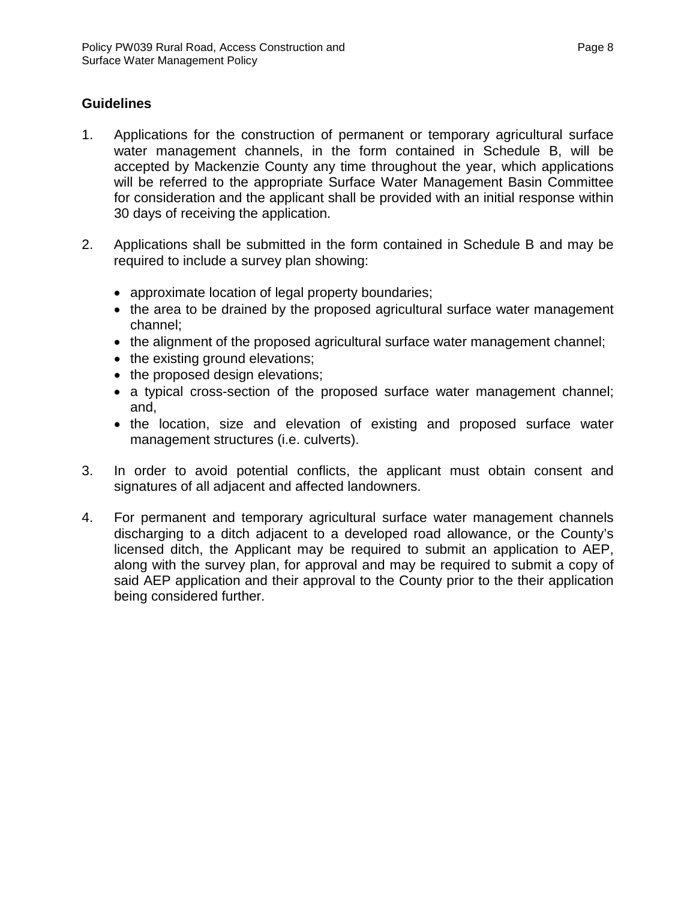**Guidelines**

1. Applications for the construction of permanent or temporary agricultural surface water management channels, in the form contained in Schedule B, will be accepted by Mackenzie County any time throughout the year, which applications will be referred to the appropriate Surface Water Management Basin Committee for consideration and the applicant shall be provided with an initial response within 30 days of receiving the application.

2. Applications shall be submitted in the form contained in Schedule B and may be required to include a survey plan showing:

   - approximate location of legal property boundaries;
   - the area to be drained by the proposed agricultural surface water management channel;
   - the alignment of the proposed agricultural surface water management channel;
   - the existing ground elevations;
   - the proposed design elevations;
   - a typical cross-section of the proposed surface water management channel; and,
   - the location, size and elevation of existing and proposed surface water management structures (i.e. culverts).

3. In order to avoid potential conflicts, the applicant must obtain consent and signatures of all adjacent and affected landowners.

4. For permanent and temporary agricultural surface water management channels discharging to a ditch adjacent to a developed road allowance, or the County's licensed ditch, the Applicant may be required to submit an application to AEP, along with the survey plan, for approval and may be required to submit a copy of said AEP application and their approval to the County prior to the their application being considered further.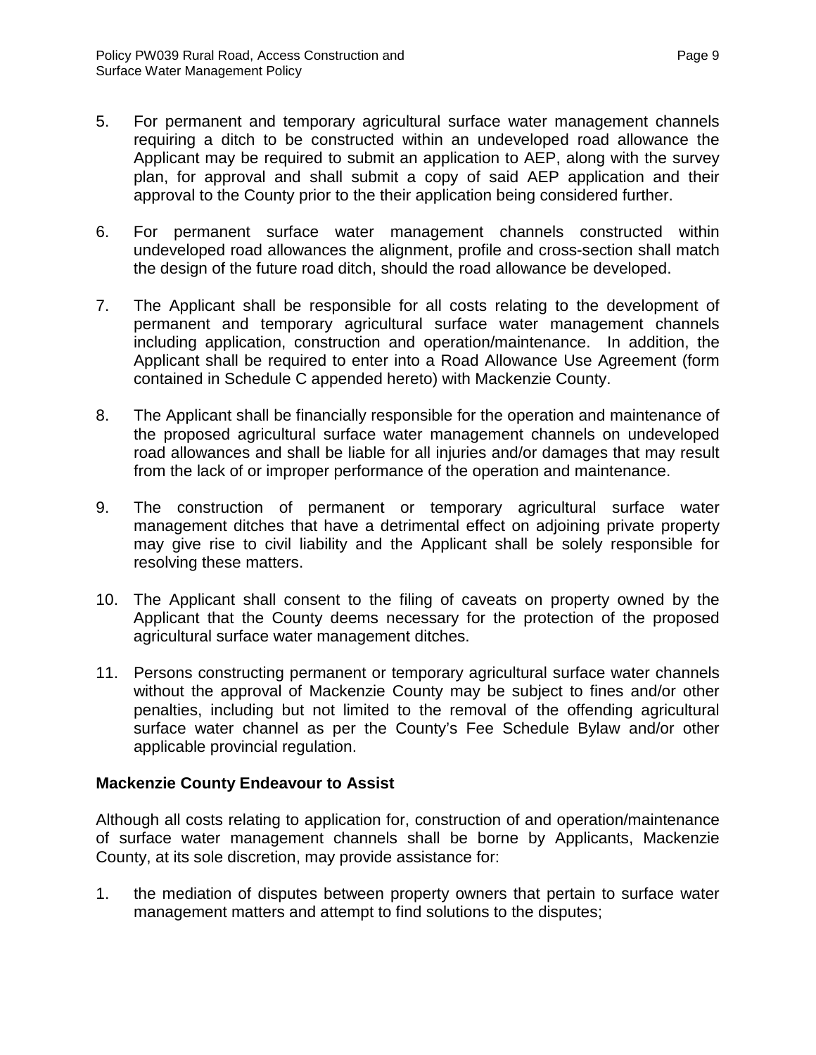5. For permanent and temporary agricultural surface water management channels requiring a ditch to be constructed within an undeveloped road allowance the Applicant may be required to submit an application to AEP, along with the survey plan, for approval and shall submit a copy of said AEP application and their approval to the County prior to the their application being considered further.

6. For permanent surface water management channels constructed within undeveloped road allowances the alignment, profile and cross-section shall match the design of the future road ditch, should the road allowance be developed.

7. The Applicant shall be responsible for all costs relating to the development of permanent and temporary agricultural surface water management channels including application, construction and operation/maintenance. In addition, the Applicant shall be required to enter into a Road Allowance Use Agreement (form contained in Schedule C appended hereto) with Mackenzie County.

8. The Applicant shall be financially responsible for the operation and maintenance of the proposed agricultural surface water management channels on undeveloped road allowances and shall be liable for all injuries and/or damages that may result from the lack of or improper performance of the operation and maintenance.

9. The construction of permanent or temporary agricultural surface water management ditches that have a detrimental effect on adjoining private property may give rise to civil liability and the Applicant shall be solely responsible for resolving these matters.

10. The Applicant shall consent to the filing of caveats on property owned by the Applicant that the County deems necessary for the protection of the proposed agricultural surface water management ditches.

11. Persons constructing permanent or temporary agricultural surface water channels without the approval of Mackenzie County may be subject to fines and/or other penalties, including but not limited to the removal of the offending agricultural surface water channel as per the County's Fee Schedule Bylaw and/or other applicable provincial regulation.

**Mackenzie County Endeavour to Assist**

Although all costs relating to application for, construction of and operation/maintenance of surface water management channels shall be borne by Applicants, Mackenzie County, at its sole discretion, may provide assistance for:

1. the mediation of disputes between property owners that pertain to surface water management matters and attempt to find solutions to the disputes;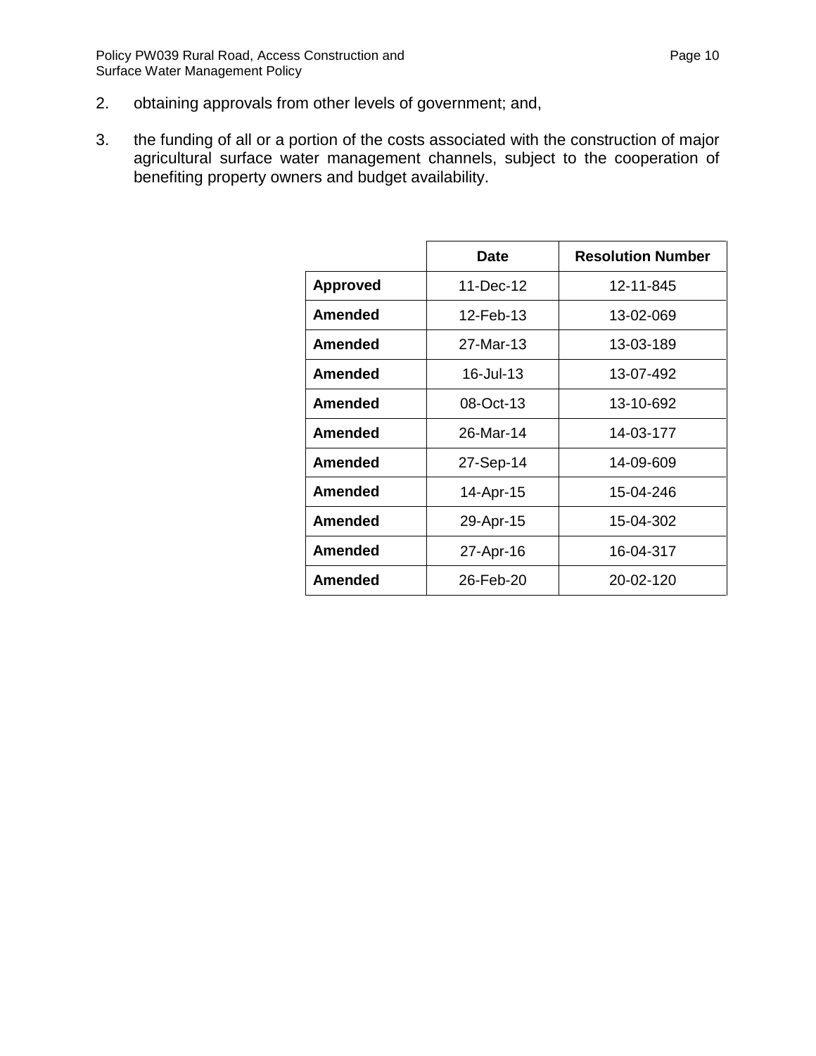2. obtaining approvals from other levels of government; and,

3. the funding of all or a portion of the costs associated with the construction of major agricultural surface water management channels, subject to the cooperation of benefiting property owners and budget availability.

| | Date | Resolution Number |
|---|---|---|
| **Approved** | 11-Dec-12 | 12-11-845 |
| **Amended** | 12-Feb-13 | 13-02-069 |
| **Amended** | 27-Mar-13 | 13-03-189 |
| **Amended** | 16-Jul-13 | 13-07-492 |
| **Amended** | 08-Oct-13 | 13-10-692 |
| **Amended** | 26-Mar-14 | 14-03-177 |
| **Amended** | 27-Sep-14 | 14-09-609 |
| **Amended** | 14-Apr-15 | 15-04-246 |
| **Amended** | 29-Apr-15 | 15-04-302 |
| **Amended** | 27-Apr-16 | 16-04-317 |
| **Amended** | 26-Feb-20 | 20-02-120 |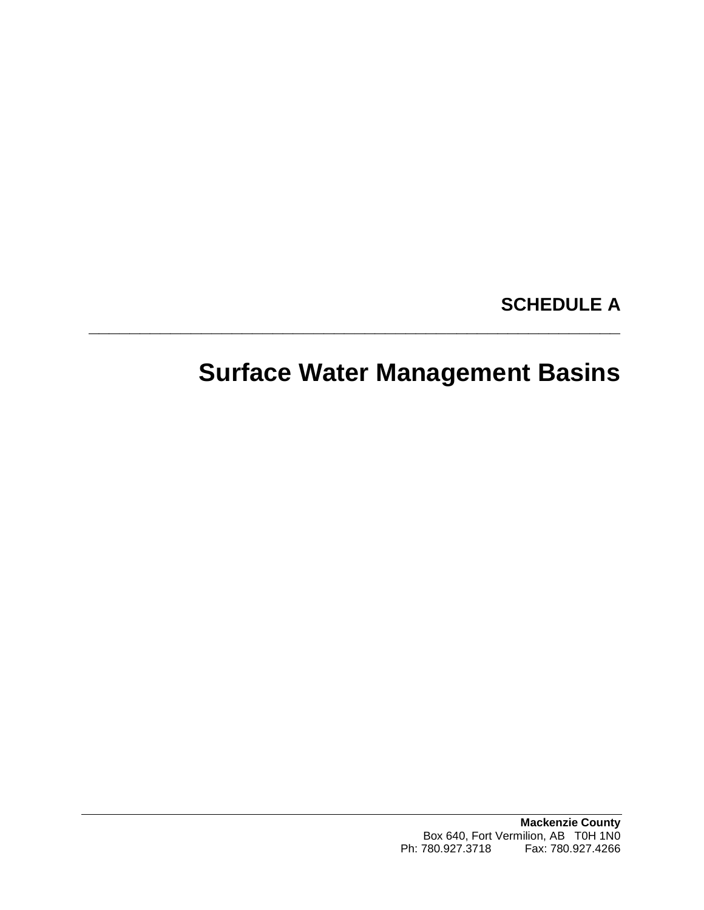**SCHEDULE A**

---

# Surface Water Management Basins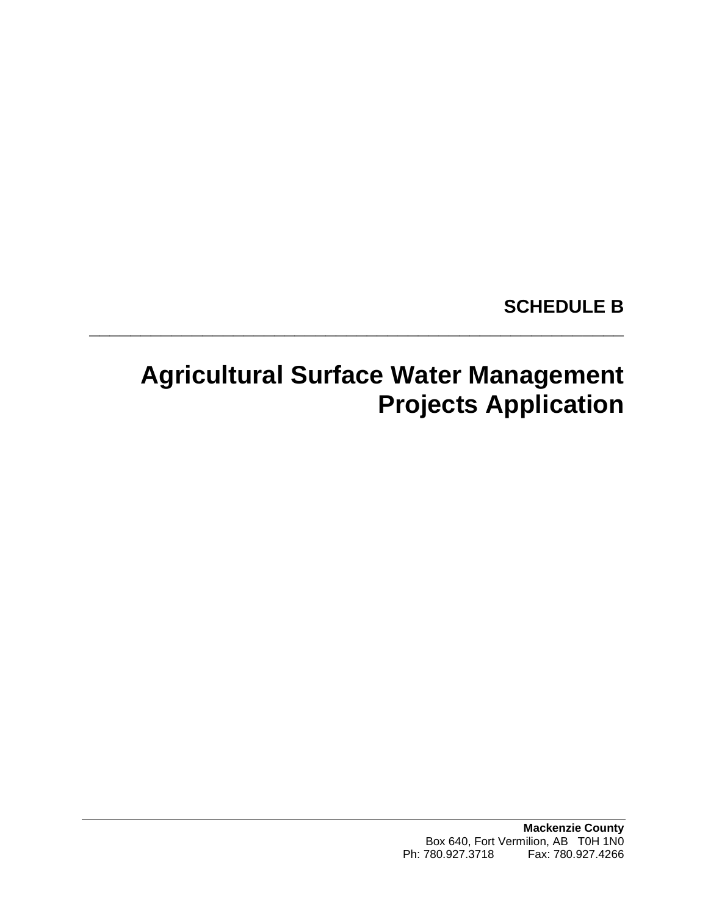**SCHEDULE B**

---

# Agricultural Surface Water Management Projects Application

**Mackenzie County**
Box 640, Fort Vermilion, AB T0H 1N0
Ph: 780.927.3718 Fax: 780.927.4266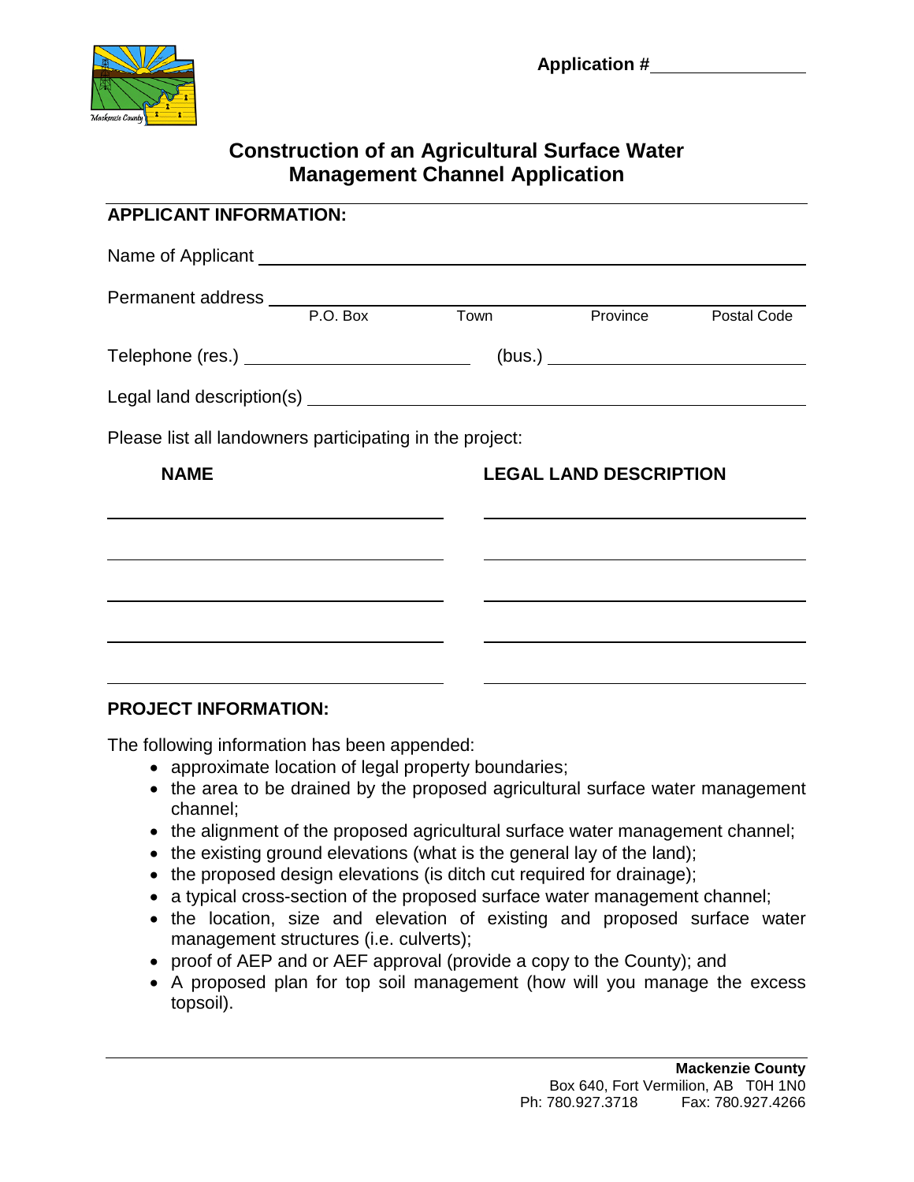Application #________________

# Construction of an Agricultural Surface Water Management Channel Application

## APPLICANT INFORMATION:

Name of Applicant ______________________________________________

Permanent address ______________________________________________
P.O. Box Town Province Postal Code

Telephone (res.) ______________________ (bus.) ______________________

Legal land description(s) ______________________________________________

Please list all landowners participating in the project:

| NAME | LEGAL LAND DESCRIPTION |
|---|---|
| | |
| | |
| | |
| | |
| | |

## PROJECT INFORMATION:

The following information has been appended:

- approximate location of legal property boundaries;
- the area to be drained by the proposed agricultural surface water management channel;
- the alignment of the proposed agricultural surface water management channel;
- the existing ground elevations (what is the general lay of the land);
- the proposed design elevations (is ditch cut required for drainage);
- a typical cross-section of the proposed surface water management channel;
- the location, size and elevation of existing and proposed surface water management structures (i.e. culverts);
- proof of AEP and or AEF approval (provide a copy to the County); and
- A proposed plan for top soil management (how will you manage the excess topsoil).

**Mackenzie County**
Box 640, Fort Vermilion, AB T0H 1N0
Ph: 780.927.3718 Fax: 780.927.4266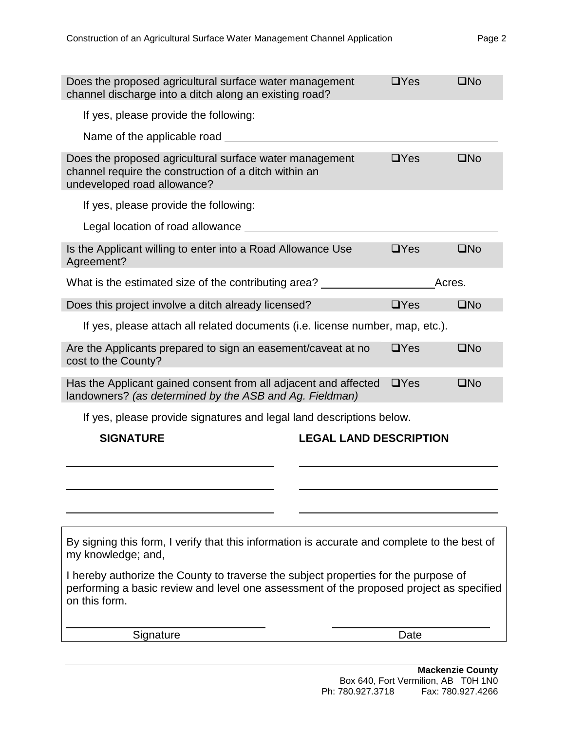| Does the proposed agricultural surface water management channel discharge into a ditch along an existing road? | ❑Yes | ❑No |
|---|---|---|

If yes, please provide the following:

Name of the applicable road ______________________________

| Does the proposed agricultural surface water management channel require the construction of a ditch within an undeveloped road allowance? | ❑Yes | ❑No |
|---|---|---|

If yes, please provide the following:

Legal location of road allowance ______________________________

| Is the Applicant willing to enter into a Road Allowance Use Agreement? | ❑Yes | ❑No |
|---|---|---|

What is the estimated size of the contributing area? ____________ Acres.

| Does this project involve a ditch already licensed? | ❑Yes | ❑No |
|---|---|---|

If yes, please attach all related documents (i.e. license number, map, etc.).

| Are the Applicants prepared to sign an easement/caveat at no cost to the County? | ❑Yes | ❑No |
|---|---|---|
| Has the Applicant gained consent from all adjacent and affected landowners? *(as determined by the ASB and Ag. Fieldman)* | ❑Yes | ❑No |

If yes, please provide signatures and legal land descriptions below.

| **SIGNATURE** | **LEGAL LAND DESCRIPTION** |
|---|---|
| ______________________ | ______________________ |
| ______________________ | ______________________ |
| ______________________ | ______________________ |

By signing this form, I verify that this information is accurate and complete to the best of my knowledge; and,

I hereby authorize the County to traverse the subject properties for the purpose of performing a basic review and level one assessment of the proposed project as specified on this form.

______________________ ______________________

Signature Date

**Mackenzie County**
Box 640, Fort Vermilion, AB T0H 1N0
Ph: 780.927.3718 Fax: 780.927.4266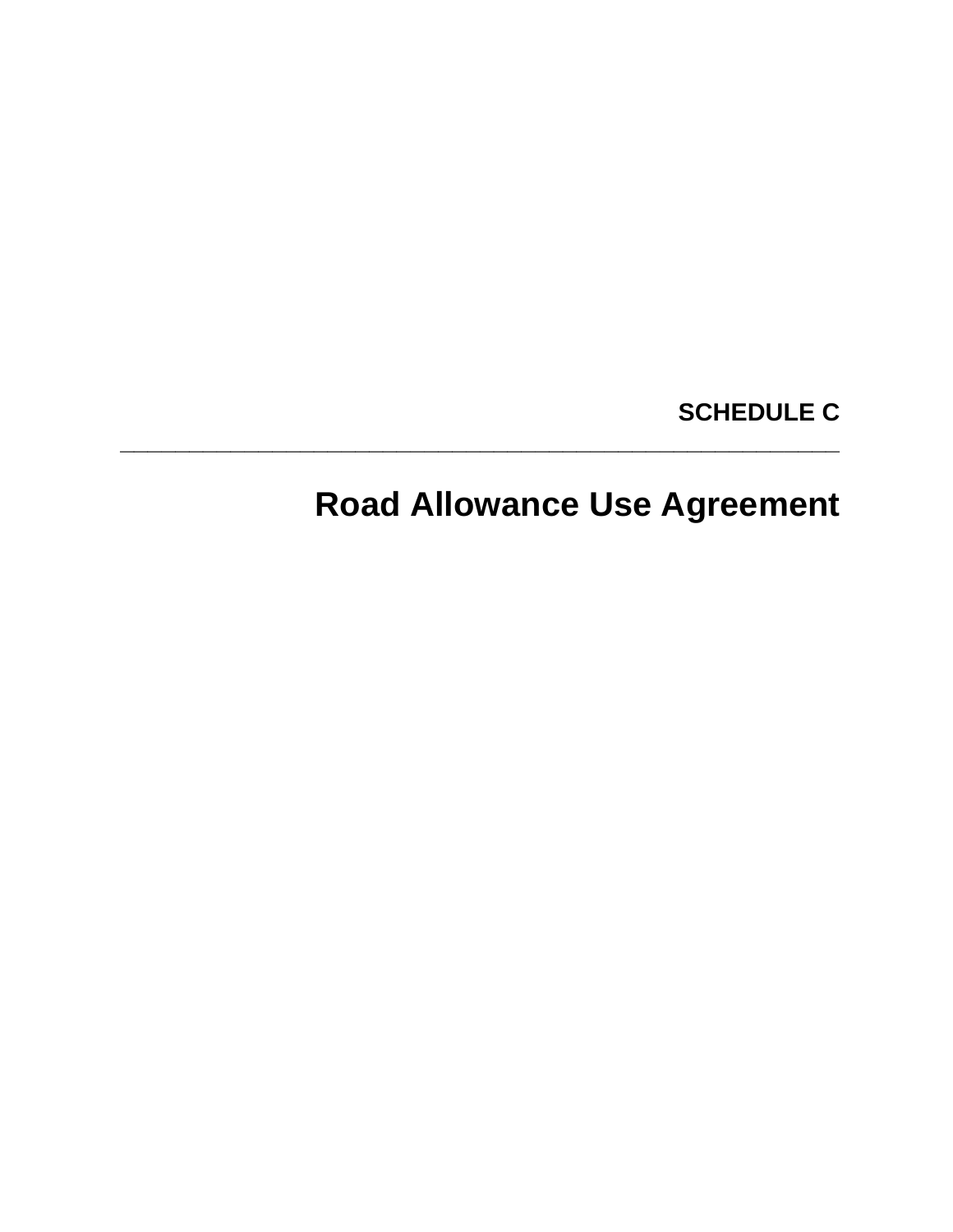**SCHEDULE C**

---

# Road Allowance Use Agreement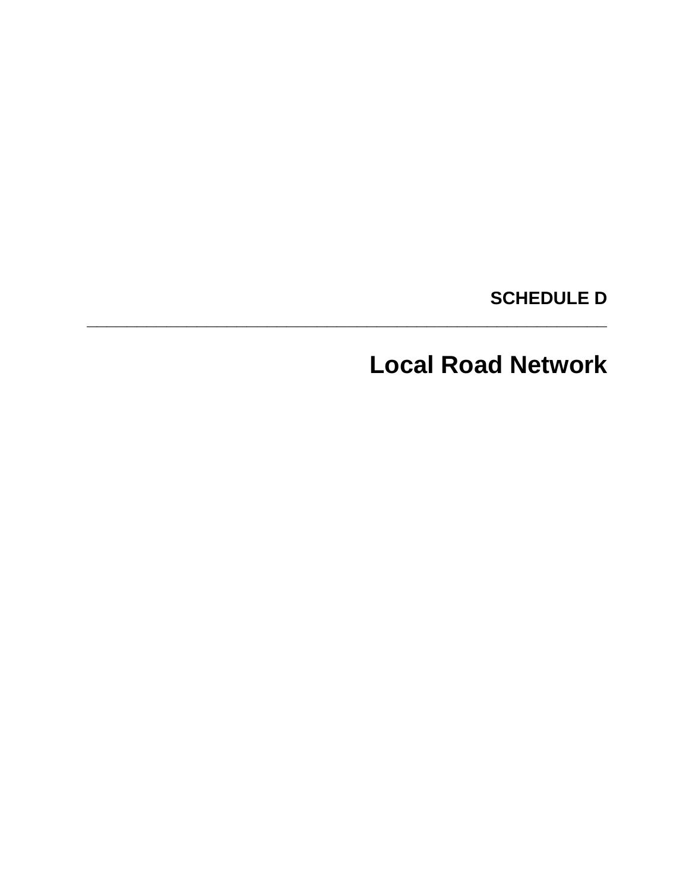**SCHEDULE D**

---

# Local Road Network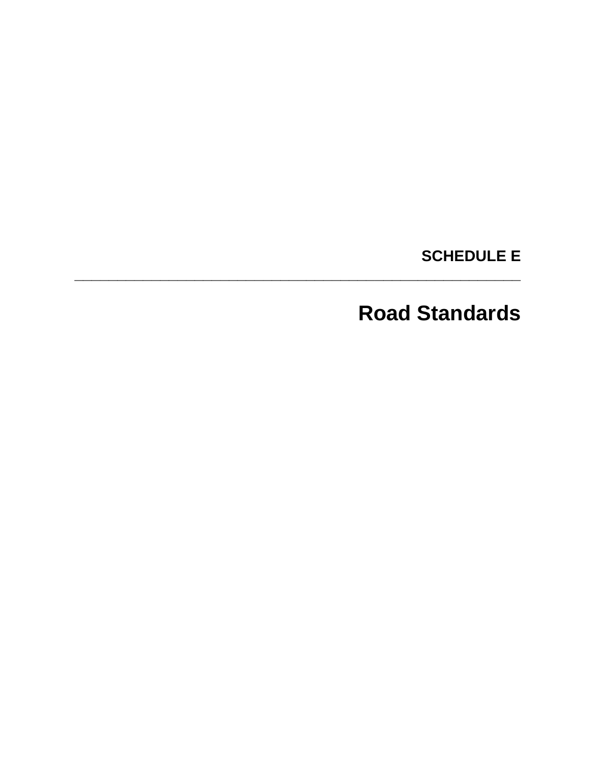**SCHEDULE E**

---

# Road Standards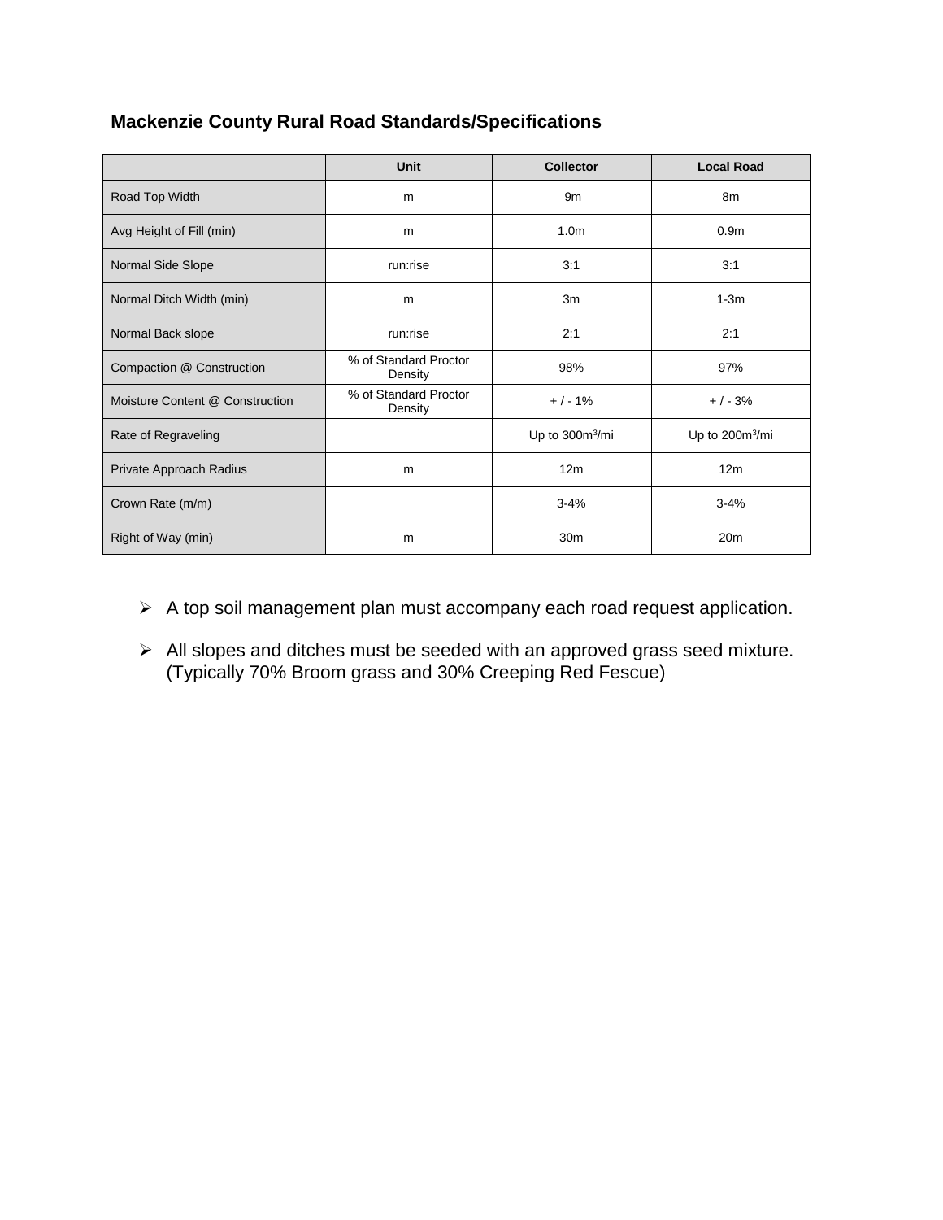## Mackenzie County Rural Road Standards/Specifications

| | Unit | Collector | Local Road |
|---|---|---|---|
| Road Top Width | m | 9m | 8m |
| Avg Height of Fill (min) | m | 1.0m | 0.9m |
| Normal Side Slope | run:rise | 3:1 | 3:1 |
| Normal Ditch Width (min) | m | 3m | 1-3m |
| Normal Back slope | run:rise | 2:1 | 2:1 |
| Compaction @ Construction | % of Standard Proctor Density | 98% | 97% |
| Moisture Content @ Construction | % of Standard Proctor Density | + / - 1% | + / - 3% |
| Rate of Regraveling | | Up to 300m$^3$/mi | Up to 200m$^3$/mi |
| Private Approach Radius | m | 12m | 12m |
| Crown Rate (m/m) | | 3-4% | 3-4% |
| Right of Way (min) | m | 30m | 20m |

- A top soil management plan must accompany each road request application.
- All slopes and ditches must be seeded with an approved grass seed mixture. (Typically 70% Broom grass and 30% Creeping Red Fescue)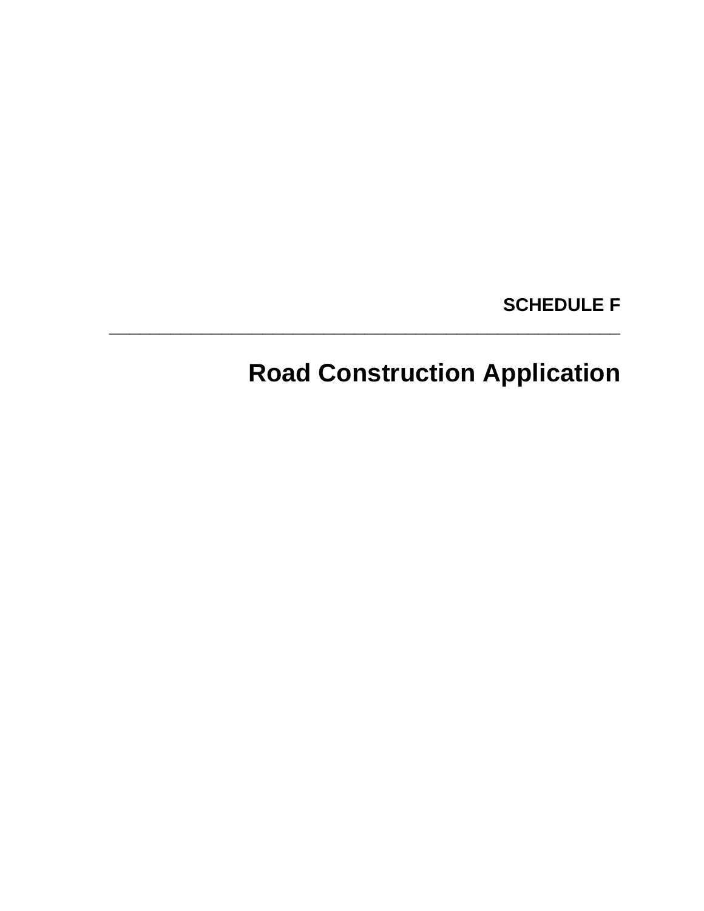**SCHEDULE F**

---

# Road Construction Application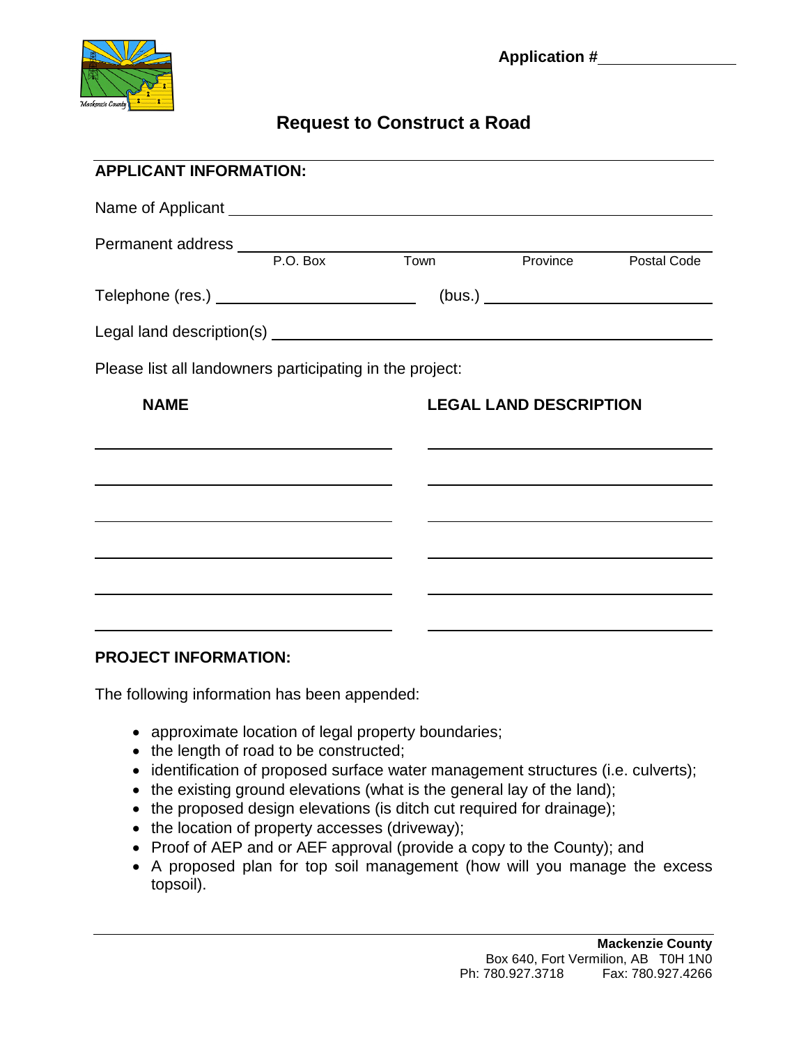Application # ________________

# Request to Construct a Road

## APPLICANT INFORMATION:

Name of Applicant ____________________________________________

Permanent address ____________________________________________
P.O. Box  Town  Province  Postal Code

Telephone (res.) ____________________ (bus.) ____________________

Legal land description(s) ____________________________________________

Please list all landowners participating in the project:

| NAME | LEGAL LAND DESCRIPTION |
|---|---|
| | |
| | |
| | |
| | |
| | |
| | |

## PROJECT INFORMATION:

The following information has been appended:

- approximate location of legal property boundaries;
- the length of road to be constructed;
- identification of proposed surface water management structures (i.e. culverts);
- the existing ground elevations (what is the general lay of the land);
- the proposed design elevations (is ditch cut required for drainage);
- the location of property accesses (driveway);
- Proof of AEP and or AEF approval (provide a copy to the County); and
- A proposed plan for top soil management (how will you manage the excess topsoil).

**Mackenzie County**
Box 640, Fort Vermilion, AB T0H 1N0
Ph: 780.927.3718 Fax: 780.927.4266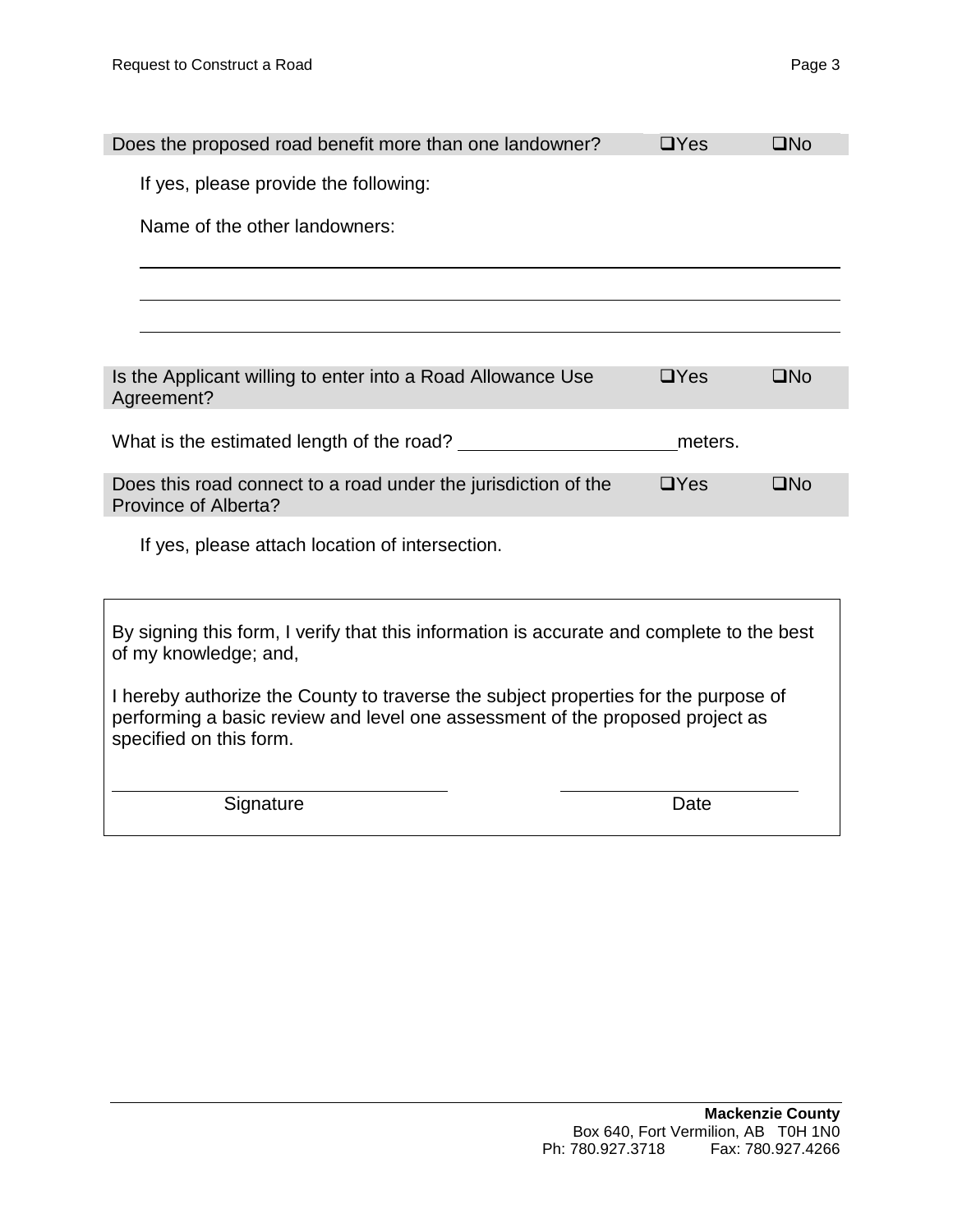Does the proposed road benefit more than one landowner? ❑Yes ❑No

If yes, please provide the following:

Name of the other landowners:

\_\_\_\_\_\_\_\_\_\_\_\_\_\_\_\_\_\_\_\_\_\_\_\_\_\_\_\_\_\_\_\_\_\_\_\_\_\_\_\_\_\_\_\_\_\_\_\_\_\_\_\_\_\_\_\_\_\_\_\_

\_\_\_\_\_\_\_\_\_\_\_\_\_\_\_\_\_\_\_\_\_\_\_\_\_\_\_\_\_\_\_\_\_\_\_\_\_\_\_\_\_\_\_\_\_\_\_\_\_\_\_\_\_\_\_\_\_\_\_\_

\_\_\_\_\_\_\_\_\_\_\_\_\_\_\_\_\_\_\_\_\_\_\_\_\_\_\_\_\_\_\_\_\_\_\_\_\_\_\_\_\_\_\_\_\_\_\_\_\_\_\_\_\_\_\_\_\_\_\_\_

Is the Applicant willing to enter into a Road Allowance Use Agreement? ❑Yes ❑No

What is the estimated length of the road? \_\_\_\_\_\_\_\_\_\_\_\_\_\_\_\_\_\_\_\_ meters.

Does this road connect to a road under the jurisdiction of the Province of Alberta? ❑Yes ❑No

If yes, please attach location of intersection.

By signing this form, I verify that this information is accurate and complete to the best of my knowledge; and,

I hereby authorize the County to traverse the subject properties for the purpose of performing a basic review and level one assessment of the proposed project as specified on this form.

\_\_\_\_\_\_\_\_\_\_\_\_\_\_\_\_\_\_\_\_\_\_\_\_\_\_\_\_ \_\_\_\_\_\_\_\_\_\_\_\_\_\_\_\_\_\_\_\_\_\_\_\_

Signature Date

**Mackenzie County**
Box 640, Fort Vermilion, AB T0H 1N0
Ph: 780.927.3718 Fax: 780.927.4266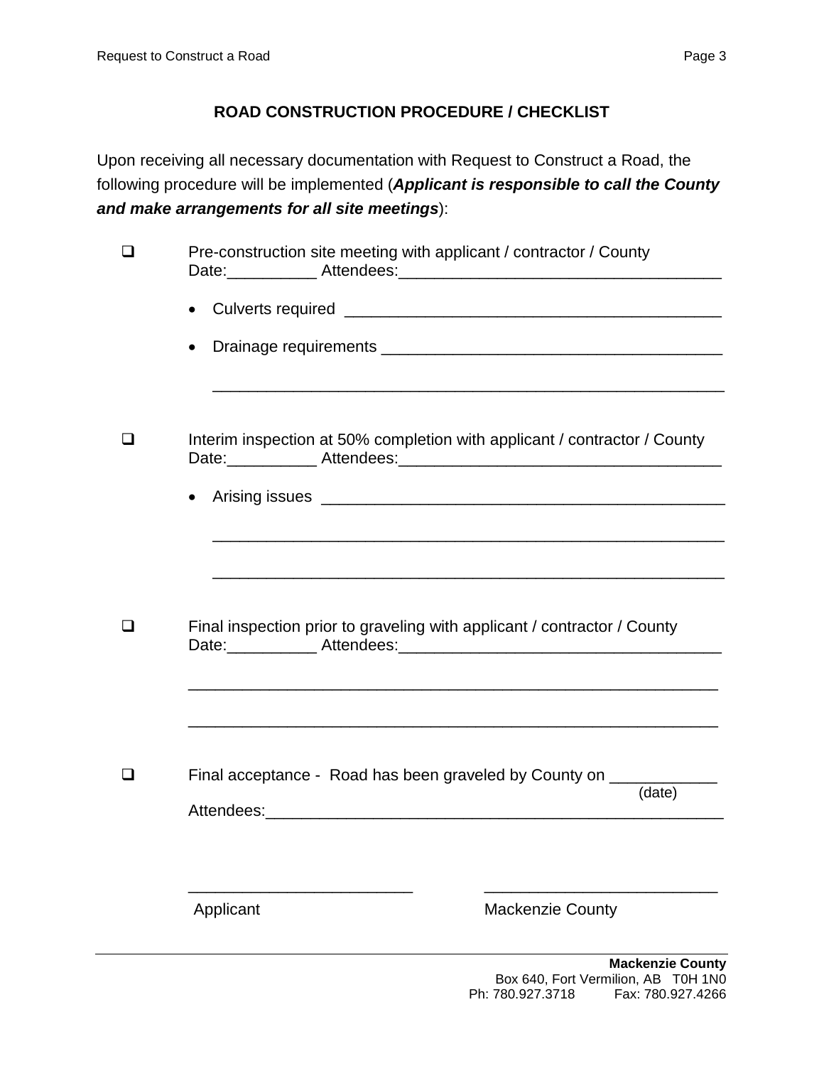## ROAD CONSTRUCTION PROCEDURE / CHECKLIST

Upon receiving all necessary documentation with Request to Construct a Road, the following procedure will be implemented (***Applicant is responsible to call the County and make arrangements for all site meetings***):

- [ ] Pre-construction site meeting with applicant / contractor / County
  Date:__________ Attendees:___________________________________
  - Culverts required _________________________________________
  - Drainage requirements _____________________________________
    _________________________________________________________

- [ ] Interim inspection at 50% completion with applicant / contractor / County
  Date:__________ Attendees:___________________________________
  - Arising issues ____________________________________________
    _________________________________________________________
    _________________________________________________________

- [ ] Final inspection prior to graveling with applicant / contractor / County
  Date:__________ Attendees:___________________________________
  _________________________________________________________
  _________________________________________________________

- [ ] Final acceptance - Road has been graveled by County on ___________ (date)
  Attendees:_________________________________________________

________________________ ________________________

Applicant Mackenzie County

**Mackenzie County**
Box 640, Fort Vermilion, AB T0H 1N0
Ph: 780.927.3718 Fax: 780.927.4266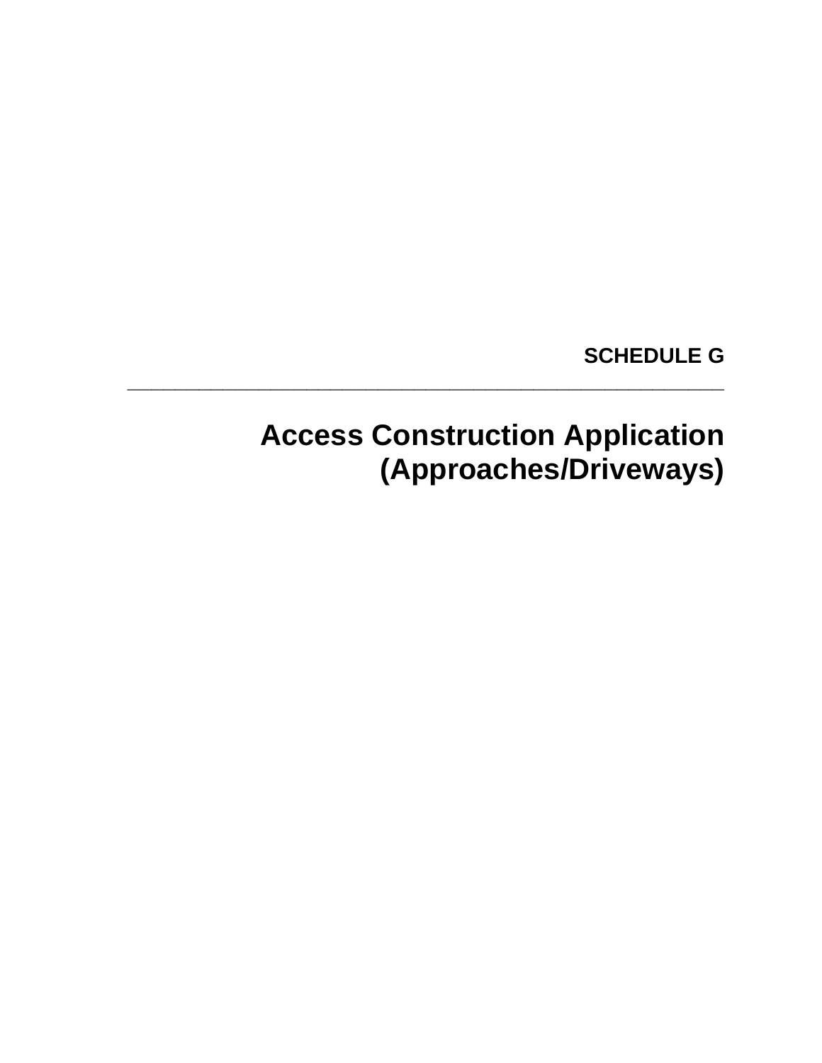**SCHEDULE G**

---

# Access Construction Application (Approaches/Driveways)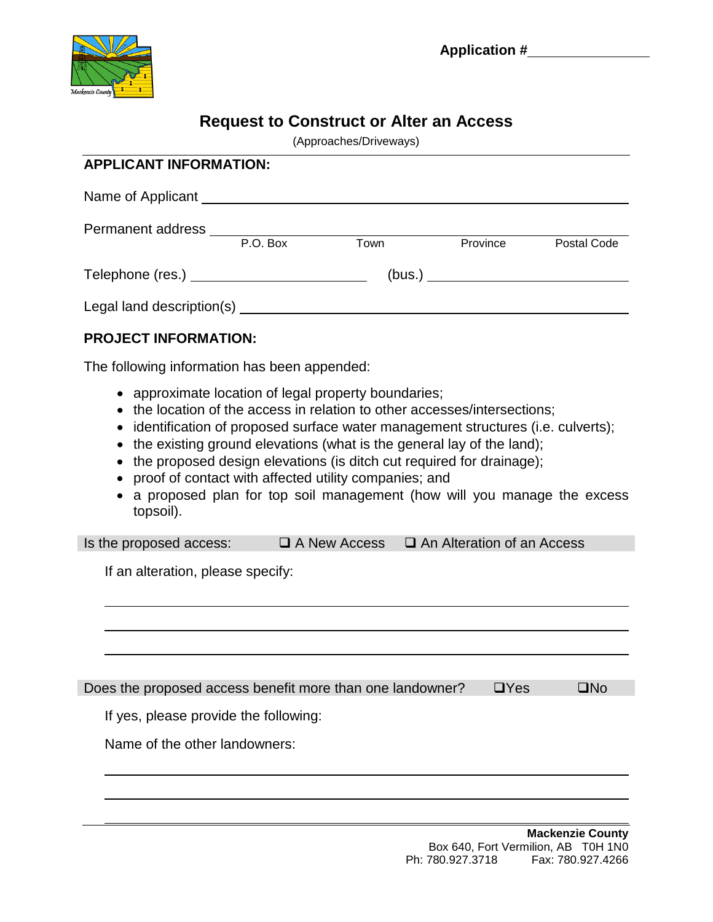**Application #**\_\_\_\_\_\_\_\_\_\_\_\_\_\_\_\_

# Request to Construct or Alter an Access

(Approaches/Driveways)

## APPLICANT INFORMATION:

Name of Applicant \_\_\_\_\_\_\_\_\_\_\_\_\_\_\_\_\_\_\_\_\_\_\_\_\_\_\_\_\_\_\_\_\_\_\_\_\_\_\_\_\_\_\_\_

Permanent address \_\_\_\_\_\_\_\_\_\_\_\_\_\_\_\_\_\_\_\_\_\_\_\_\_\_\_\_\_\_\_\_\_\_\_\_\_\_\_\_\_\_\_\_

P.O. Box Town Province Postal Code

Telephone (res.) \_\_\_\_\_\_\_\_\_\_\_\_\_\_\_\_\_\_\_\_ (bus.) \_\_\_\_\_\_\_\_\_\_\_\_\_\_\_\_\_\_\_\_

Legal land description(s) \_\_\_\_\_\_\_\_\_\_\_\_\_\_\_\_\_\_\_\_\_\_\_\_\_\_\_\_\_\_\_\_\_\_\_\_\_\_\_\_

## PROJECT INFORMATION:

The following information has been appended:

- approximate location of legal property boundaries;
- the location of the access in relation to other accesses/intersections;
- identification of proposed surface water management structures (i.e. culverts);
- the existing ground elevations (what is the general lay of the land);
- the proposed design elevations (is ditch cut required for drainage);
- proof of contact with affected utility companies; and
- a proposed plan for top soil management (how will you manage the excess topsoil).

Is the proposed access: ❑ A New Access ❑ An Alteration of an Access

If an alteration, please specify:

\_\_\_\_\_\_\_\_\_\_\_\_\_\_\_\_\_\_\_\_\_\_\_\_\_\_\_\_\_\_\_\_\_\_\_\_\_\_\_\_\_\_\_\_\_\_\_\_\_\_\_\_\_\_\_\_\_\_\_\_

\_\_\_\_\_\_\_\_\_\_\_\_\_\_\_\_\_\_\_\_\_\_\_\_\_\_\_\_\_\_\_\_\_\_\_\_\_\_\_\_\_\_\_\_\_\_\_\_\_\_\_\_\_\_\_\_\_\_\_\_

\_\_\_\_\_\_\_\_\_\_\_\_\_\_\_\_\_\_\_\_\_\_\_\_\_\_\_\_\_\_\_\_\_\_\_\_\_\_\_\_\_\_\_\_\_\_\_\_\_\_\_\_\_\_\_\_\_\_\_\_

Does the proposed access benefit more than one landowner? ❑Yes ❑No

If yes, please provide the following:

Name of the other landowners:

\_\_\_\_\_\_\_\_\_\_\_\_\_\_\_\_\_\_\_\_\_\_\_\_\_\_\_\_\_\_\_\_\_\_\_\_\_\_\_\_\_\_\_\_\_\_\_\_\_\_\_\_\_\_\_\_\_\_\_\_

\_\_\_\_\_\_\_\_\_\_\_\_\_\_\_\_\_\_\_\_\_\_\_\_\_\_\_\_\_\_\_\_\_\_\_\_\_\_\_\_\_\_\_\_\_\_\_\_\_\_\_\_\_\_\_\_\_\_\_\_

\_\_\_\_\_\_\_\_\_\_\_\_\_\_\_\_\_\_\_\_\_\_\_\_\_\_\_\_\_\_\_\_\_\_\_\_\_\_\_\_\_\_\_\_\_\_\_\_\_\_\_\_\_\_\_\_\_\_\_\_

**Mackenzie County**
Box 640, Fort Vermilion, AB T0H 1N0
Ph: 780.927.3718 Fax: 780.927.4266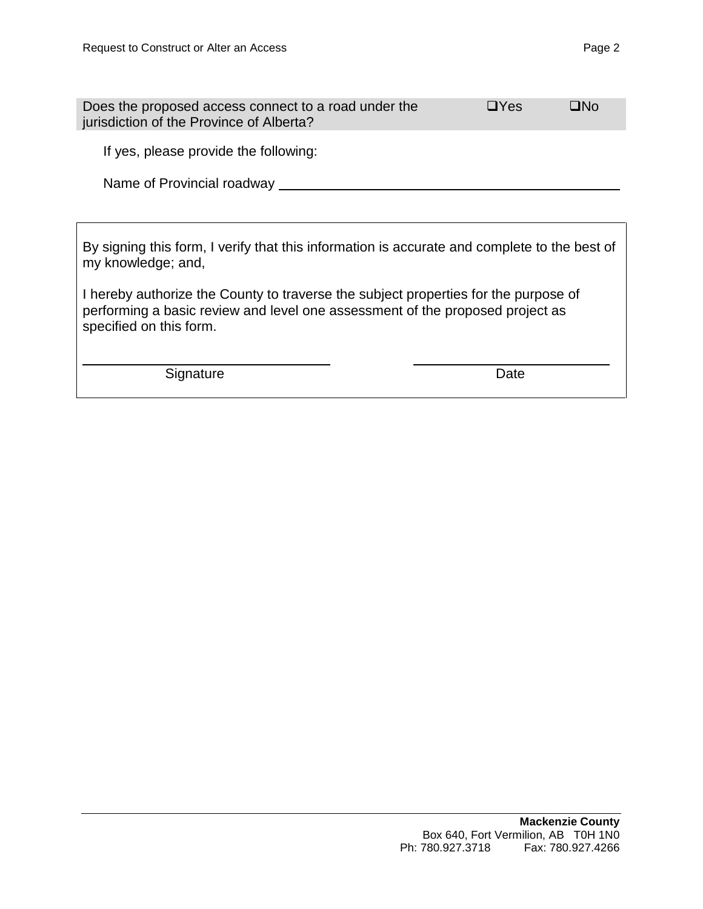Does the proposed access connect to a road under the jurisdiction of the Province of Alberta? ❑Yes ❑No

If yes, please provide the following:

Name of Provincial roadway \_\_\_\_\_\_\_\_\_\_\_\_\_\_\_\_\_\_\_\_\_\_\_\_\_\_\_\_\_\_\_\_\_\_\_\_\_\_\_\_

By signing this form, I verify that this information is accurate and complete to the best of my knowledge; and,

I hereby authorize the County to traverse the subject properties for the purpose of performing a basic review and level one assessment of the proposed project as specified on this form.

\_\_\_\_\_\_\_\_\_\_\_\_\_\_\_\_\_\_\_\_\_\_\_\_\_\_\_\_\_\_\_\_ \_\_\_\_\_\_\_\_\_\_\_\_\_\_\_\_\_\_\_\_\_\_\_\_\_\_

Signature Date

**Mackenzie County**
Box 640, Fort Vermilion, AB T0H 1N0
Ph: 780.927.3718 Fax: 780.927.4266